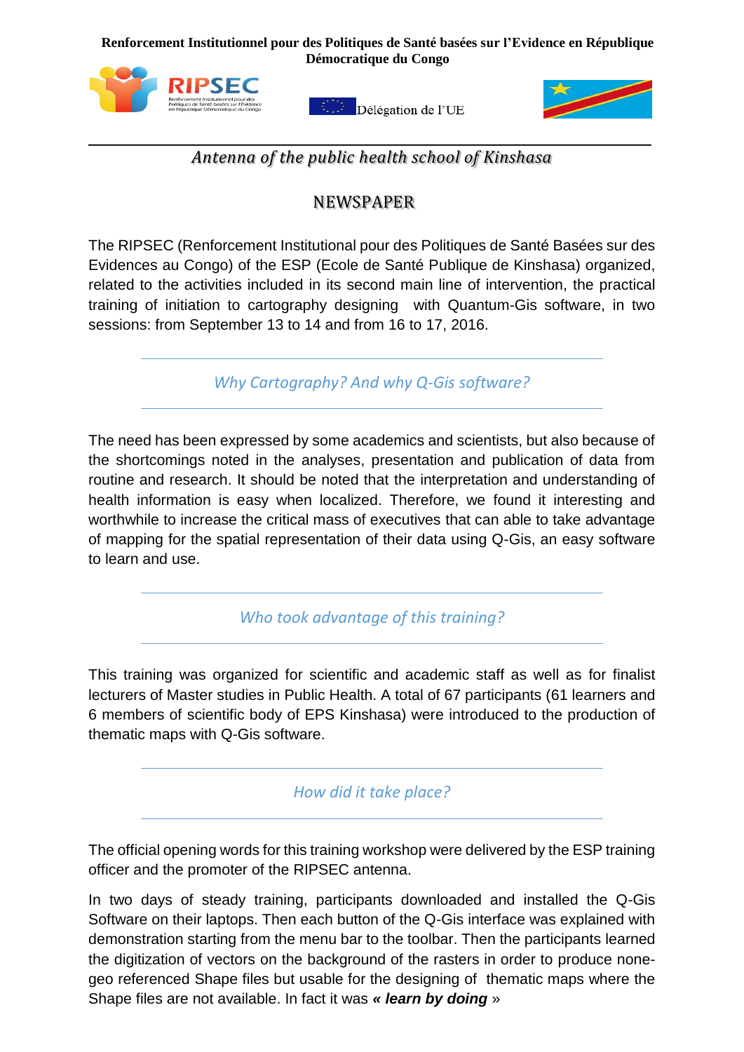**Renforcement Institutionnel pour des Politiques de Santé basées sur l'Evidence en République Démocratique du Congo**

Délégation de l'UE

*Antenna of the public health school of Kinshasa*

# NEWSPAPER

The RIPSEC (Renforcement Institutional pour des Politiques de Santé Basées sur des Evidences au Congo) of the ESP (Ecole de Santé Publique de Kinshasa) organized, related to the activities included in its second main line of intervention, the practical training of initiation to cartography designing with Quantum-Gis software, in two sessions: from September 13 to 14 and from 16 to 17, 2016.

## *Why Cartography? And why Q-Gis software?*

The need has been expressed by some academics and scientists, but also because of the shortcomings noted in the analyses, presentation and publication of data from routine and research. It should be noted that the interpretation and understanding of health information is easy when localized. Therefore, we found it interesting and worthwhile to increase the critical mass of executives that can able to take advantage of mapping for the spatial representation of their data using Q-Gis, an easy software to learn and use.

## *Who took advantage of this training?*

This training was organized for scientific and academic staff as well as for finalist lecturers of Master studies in Public Health. A total of 67 participants (61 learners and 6 members of scientific body of EPS Kinshasa) were introduced to the production of thematic maps with Q-Gis software.

## *How did it take place?*

The official opening words for this training workshop were delivered by the ESP training officer and the promoter of the RIPSEC antenna.

In two days of steady training, participants downloaded and installed the Q-Gis Software on their laptops. Then each button of the Q-Gis interface was explained with demonstration starting from the menu bar to the toolbar. Then the participants learned the digitization of vectors on the background of the rasters in order to produce none-geo referenced Shape files but usable for the designing of thematic maps where the Shape files are not available. In fact it was ***« learn by doing*** »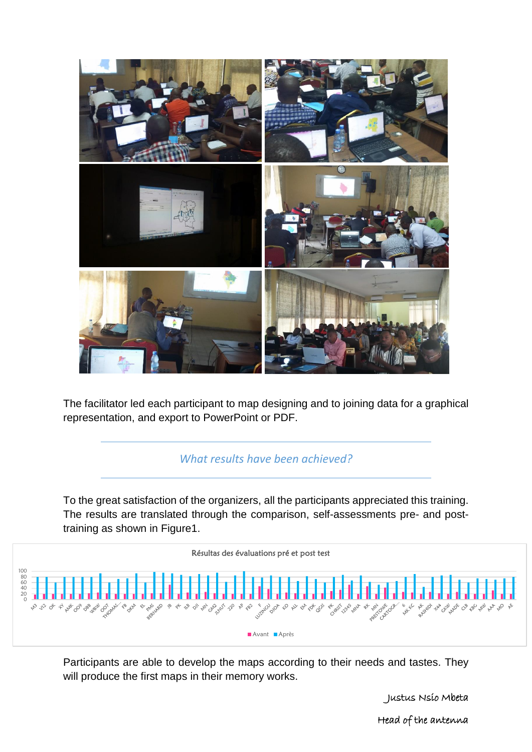The facilitator led each participant to map designing and to joining data for a graphical representation, and export to PowerPoint or PDF.

## *What results have been achieved?*

To the great satisfaction of the organizers, all the participants appreciated this training. The results are translated through the comparison, self-assessments pre- and post-training as shown in Figure1.

Résultas des évaluations pré et post test

100
80
60
40
20
0

M3 V12 OK XY AMK OO9 DBB WRW OO7 THOMAS-... FB DKM EL PMG BERNARD JB PK ILB DJI MN GM2 JLNUT 220 AP FB2 F LUZINGU DJOA KO ALL EM FDK QGIS PK CHRIST 12345 MNA RK MN PRESTOWE CARTOGR... 6 MK KC AK RASHIDI X44 GKW MADE CLB KBG MW AAA MO AE

Avant Après

Participants are able to develop the maps according to their needs and tastes. They will produce the first maps in their memory works.

Justus Nsio Mbeta

Head of the antenna